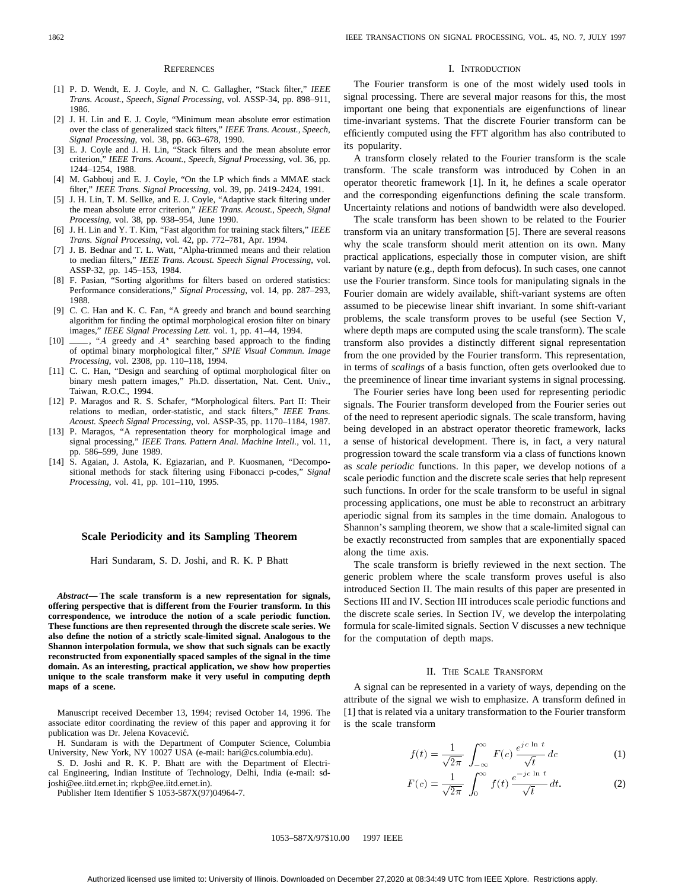## REFERENCES

[1] P. D. Wendt, E. J. Coyle, and N. C. Gallagher, "Stack filter," *IEEE Trans. Acoust., Speech, Signal Processing*, vol. ASSP-34, pp. 898–911, 1986.

[2] J. H. Lin and E. J. Coyle, "Minimum mean absolute error estimation over the class of generalized stack filters," *IEEE Trans. Acoust., Speech, Signal Processing*, vol. 38, pp. 663–678, 1990.

[3] E. J. Coyle and J. H. Lin, "Stack filters and the mean absolute error criterion," *IEEE Trans. Acount., Speech, Signal Processing*, vol. 36, pp. 1244–1254, 1988.

[4] M. Gabbouj and E. J. Coyle, "On the LP which finds a MMAE stack filter," *IEEE Trans. Signal Processing*, vol. 39, pp. 2419–2424, 1991.

[5] J. H. Lin, T. M. Sellke, and E. J. Coyle, "Adaptive stack filtering under the mean absolute error criterion," *IEEE Trans. Acoust., Speech, Signal Processing*, vol. 38, pp. 938–954, June 1990.

[6] J. H. Lin and Y. T. Kim, "Fast algorithm for training stack filters," *IEEE Trans. Signal Processing*, vol. 42, pp. 772–781, Apr. 1994.

[7] J. B. Bednar and T. L. Watt, "Alpha-trimmed means and their relation to median filters," *IEEE Trans. Acoust. Speech Signal Processing*, vol. ASSP-32, pp. 145–153, 1984.

[8] F. Pasian, "Sorting algorithms for filters based on ordered statistics: Performance considerations," *Signal Processing*, vol. 14, pp. 287–293, 1988.

[9] C. C. Han and K. C. Fan, "A greedy and branch and bound searching algorithm for finding the optimal morphological erosion filter on binary images," *IEEE Signal Processing Lett.* vol. 1, pp. 41–44, 1994.

[10] ____, "$A$ greedy and $A^*$ searching based approach to the finding of optimal binary morphological filter," *SPIE Visual Commun. Image Processing*, vol. 2308, pp. 110–118, 1994.

[11] C. C. Han, "Design and searching of optimal morphological filter on binary mesh pattern images," Ph.D. dissertation, Nat. Cent. Univ., Taiwan, R.O.C., 1994.

[12] P. Maragos and R. S. Schafer, "Morphological filters. Part II: Their relations to median, order-statistic, and stack filters," *IEEE Trans. Acoust. Speech Signal Processing*, vol. ASSP-35, pp. 1170–1184, 1987.

[13] P. Maragos, "A representation theory for morphological image and signal processing," *IEEE Trans. Pattern Anal. Machine Intell.*, vol. 11, pp. 586–599, June 1989.

[14] S. Agaian, J. Astola, K. Egiazarian, and P. Kuosmanen, "Decompositional methods for stack filtering using Fibonacci p-codes," *Signal Processing*, vol. 41, pp. 101–110, 1995.

# Scale Periodicity and its Sampling Theorem

Hari Sundaram, S. D. Joshi, and R. K. P Bhatt

***Abstract*— The scale transform is a new representation for signals, offering perspective that is different from the Fourier transform. In this correspondence, we introduce the notion of a scale periodic function. These functions are then represented through the discrete scale series. We also define the notion of a strictly scale-limited signal. Analogous to the Shannon interpolation formula, we show that such signals can be exactly reconstructed from exponentially spaced samples of the signal in the time domain. As an interesting, practical application, we show how properties unique to the scale transform make it very useful in computing depth maps of a scene.**

Manuscript received December 13, 1994; revised October 14, 1996. The associate editor coordinating the review of this paper and approving it for publication was Dr. Jelena Kovačević.

H. Sundaram is with the Department of Computer Science, Columbia University, New York, NY 10027 USA (e-mail: hari@cs.columbia.edu).

S. D. Joshi and R. K. P. Bhatt are with the Department of Electrical Engineering, Indian Institute of Technology, Delhi, India (e-mail: sdjoshi@ee.iitd.ernet.in; rkpb@ee.iitd.ernet.in).

Publisher Item Identifier S 1053-587X(97)04964-7.

## I. INTRODUCTION

The Fourier transform is one of the most widely used tools in signal processing. There are several major reasons for this, the most important one being that exponentials are eigenfunctions of linear time-invariant systems. That the discrete Fourier transform can be efficiently computed using the FFT algorithm has also contributed to its popularity.

A transform closely related to the Fourier transform is the scale transform. The scale transform was introduced by Cohen in an operator theoretic framework [1]. In it, he defines a scale operator and the corresponding eigenfunctions defining the scale transform. Uncertainty relations and notions of bandwidth were also developed.

The scale transform has been shown to be related to the Fourier transform via an unitary transformation [5]. There are several reasons why the scale transform should merit attention on its own. Many practical applications, especially those in computer vision, are shift variant by nature (e.g., depth from defocus). In such cases, one cannot use the Fourier transform. Since tools for manipulating signals in the Fourier domain are widely available, shift-variant systems are often assumed to be piecewise linear shift invariant. In some shift-variant problems, the scale transform proves to be useful (see Section V, where depth maps are computed using the scale transform). The scale transform also provides a distinctly different signal representation from the one provided by the Fourier transform. This representation, in terms of *scalings* of a basis function, often gets overlooked due to the preeminence of linear time invariant systems in signal processing.

The Fourier series have long been used for representing periodic signals. The Fourier transform developed from the Fourier series out of the need to represent aperiodic signals. The scale transform, having being developed in an abstract operator theoretic framework, lacks a sense of historical development. There is, in fact, a very natural progression toward the scale transform via a class of functions known as *scale periodic* functions. In this paper, we develop notions of a scale periodic function and the discrete scale series that help represent such functions. In order for the scale transform to be useful in signal processing applications, one must be able to reconstruct an arbitrary aperiodic signal from its samples in the time domain. Analogous to Shannon's sampling theorem, we show that a scale-limited signal can be exactly reconstructed from samples that are exponentially spaced along the time axis.

The scale transform is briefly reviewed in the next section. The generic problem where the scale transform proves useful is also introduced Section II. The main results of this paper are presented in Sections III and IV. Section III introduces scale periodic functions and the discrete scale series. In Section IV, we develop the interpolating formula for scale-limited signals. Section V discusses a new technique for the computation of depth maps.

## II. THE SCALE TRANSFORM

A signal can be represented in a variety of ways, depending on the attribute of the signal we wish to emphasize. A transform defined in [1] that is related via a unitary transformation to the Fourier transform is the scale transform

$$f(t) = \frac{1}{\sqrt{2\pi}} \int_{-\infty}^{\infty} F(c) \frac{e^{jc \ln t}}{\sqrt{t}} \, dc \tag{1}$$

$$F(c) = \frac{1}{\sqrt{2\pi}} \int_{0}^{\infty} f(t) \frac{e^{-jc \ln t}}{\sqrt{t}} \, dt. \tag{2}$$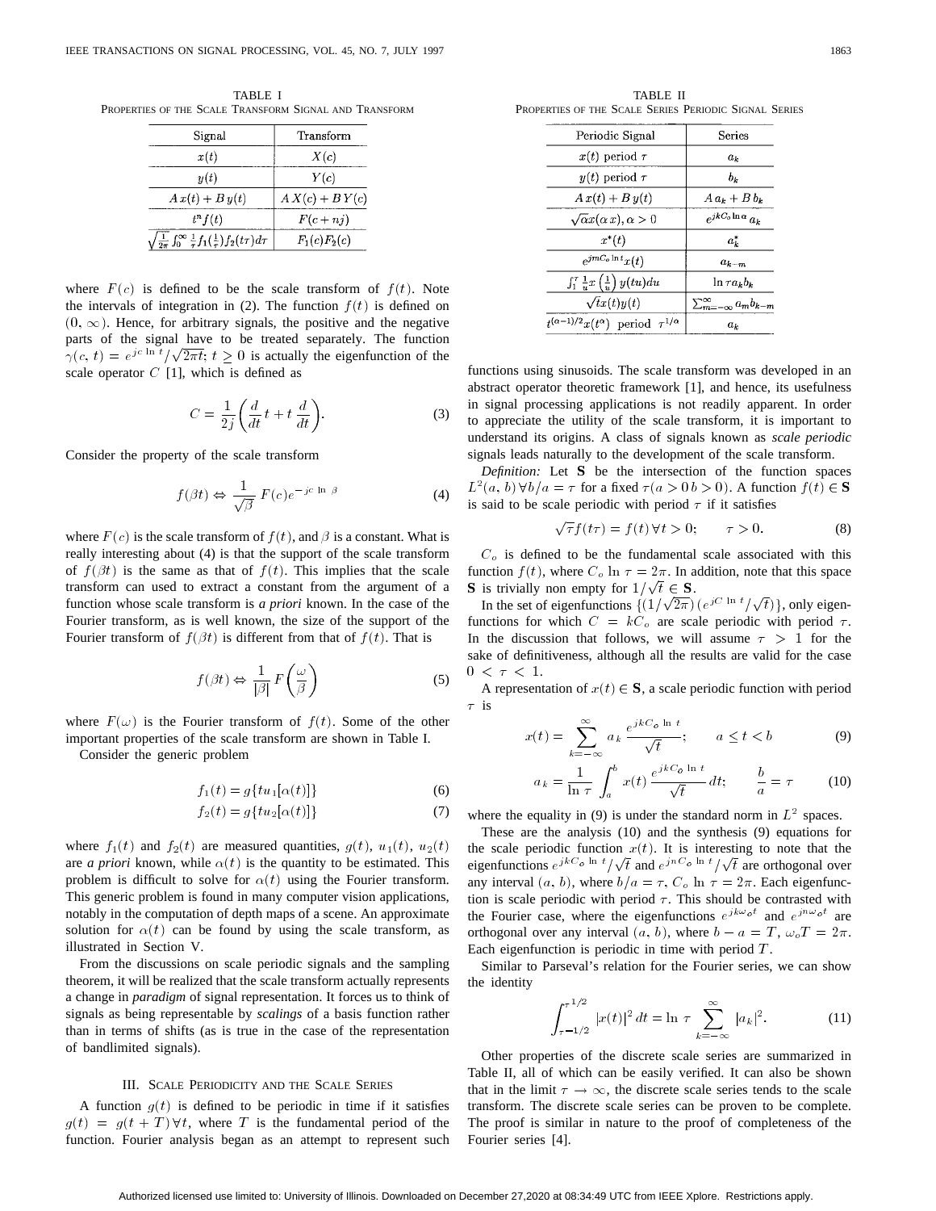TABLE I
PROPERTIES OF THE SCALE TRANSFORM SIGNAL AND TRANSFORM

| Signal | Transform |
|---|---|
| $x(t)$ | $X(c)$ |
| $y(t)$ | $Y(c)$ |
| $A\,x(t) + B\,y(t)$ | $A\,X(c) + B\,Y(c)$ |
| $t^n f(t)$ | $F(c + nj)$ |
| $\sqrt{\frac{1}{2\pi}} \int_0^\infty \frac{1}{\tau} f_1(\frac{1}{\tau}) f_2(t\tau)\, d\tau$ | $F_1(c) F_2(c)$ |

where $F(c)$ is defined to be the scale transform of $f(t)$. Note the intervals of integration in (2). The function $f(t)$ is defined on $(0, \infty)$. Hence, for arbitrary signals, the positive and the negative parts of the signal have to be treated separately. The function $\gamma(c, t) = e^{jc \ln t}/\sqrt{2\pi t};\ t \geq 0$ is actually the eigenfunction of the scale operator $C$ [1], which is defined as

$$C = \frac{1}{2j}\left(\frac{d}{dt}t + t\frac{d}{dt}\right). \tag{3}$$

Consider the property of the scale transform

$$f(\beta t) \Leftrightarrow \frac{1}{\sqrt{\beta}}\, F(c) e^{-jc \ln \beta} \tag{4}$$

where $F(c)$ is the scale transform of $f(t)$, and $\beta$ is a constant. What is really interesting about (4) is that the support of the scale transform of $f(\beta t)$ is the same as that of $f(t)$. This implies that the scale transform can used to extract a constant from the argument of a function whose scale transform is *a priori* known. In the case of the Fourier transform, as is well known, the size of the support of the Fourier transform of $f(\beta t)$ is different from that of $f(t)$. That is

$$f(\beta t) \Leftrightarrow \frac{1}{|\beta|} F\left(\frac{\omega}{\beta}\right) \tag{5}$$

where $F(\omega)$ is the Fourier transform of $f(t)$. Some of the other important properties of the scale transform are shown in Table I.

Consider the generic problem

$$f_1(t) = g\{tu_1[\alpha(t)]\} \tag{6}$$

$$f_2(t) = g\{tu_2[\alpha(t)]\} \tag{7}$$

where $f_1(t)$ and $f_2(t)$ are measured quantities, $g(t)$, $u_1(t)$, $u_2(t)$ are *a priori* known, while $\alpha(t)$ is the quantity to be estimated. This problem is difficult to solve for $\alpha(t)$ using the Fourier transform. This generic problem is found in many computer vision applications, notably in the computation of depth maps of a scene. An approximate solution for $\alpha(t)$ can be found by using the scale transform, as illustrated in Section V.

From the discussions on scale periodic signals and the sampling theorem, it will be realized that the scale transform actually represents a change in *paradigm* of signal representation. It forces us to think of signals as being representable by *scalings* of a basis function rather than in terms of shifts (as is true in the case of the representation of bandlimited signals).

## III. Scale Periodicity and the Scale Series

A function $g(t)$ is defined to be periodic in time if it satisfies $g(t) = g(t + T)\,\forall t$, where $T$ is the fundamental period of the function. Fourier analysis began as an attempt to represent such functions using sinusoids. The scale transform was developed in an abstract operator theoretic framework [1], and hence, its usefulness in signal processing applications is not readily apparent. In order to appreciate the utility of the scale transform, it is important to understand its origins. A class of signals known as *scale periodic* signals leads naturally to the development of the scale transform.

*Definition:* Let $\mathbf{S}$ be the intersection of the function spaces $L^2(a, b)\,\forall b/a = \tau$ for a fixed $\tau (a > 0\, b > 0)$. A function $f(t) \in \mathbf{S}$ is said to be scale periodic with period $\tau$ if it satisfies

$$\sqrt{\tau} f(t\tau) = f(t)\,\forall t > 0; \qquad \tau > 0. \tag{8}$$

$C_o$ is defined to be the fundamental scale associated with this function $f(t)$, where $C_o \ln \tau = 2\pi$. In addition, note that this space $\mathbf{S}$ is trivially non empty for $1/\sqrt{t} \in \mathbf{S}$.

In the set of eigenfunctions $\{(1/\sqrt{2\pi})\,(e^{jC \ln t}/\sqrt{t})\}$, only eigenfunctions for which $C = kC_o$ are scale periodic with period $\tau$. In the discussion that follows, we will assume $\tau > 1$ for the sake of definitiveness, although all the results are valid for the case $0 < \tau < 1$.

A representation of $x(t) \in \mathbf{S}$, a scale periodic function with period $\tau$ is

$$x(t) = \sum_{k=-\infty}^{\infty} a_k \frac{e^{jkC_o \ln t}}{\sqrt{t}}; \qquad a \leq t < b \tag{9}$$

$$a_k = \frac{1}{\ln \tau} \int_a^b x(t) \frac{e^{jkC_o \ln t}}{\sqrt{t}}\, dt; \qquad \frac{b}{a} = \tau \tag{10}$$

where the equality in (9) is under the standard norm in $L^2$ spaces.

These are the analysis (10) and the synthesis (9) equations for the scale periodic function $x(t)$. It is interesting to note that the eigenfunctions $e^{jkC_o \ln t}/\sqrt{t}$ and $e^{jnC_o \ln t}/\sqrt{t}$ are orthogonal over any interval $(a, b)$, where $b/a = \tau$, $C_o \ln \tau = 2\pi$. Each eigenfunction is scale periodic with period $\tau$. This should be contrasted with the Fourier case, where the eigenfunctions $e^{jk\omega_o t}$ and $e^{jn\omega_o t}$ are orthogonal over any interval $(a, b)$, where $b - a = T$, $\omega_o T = 2\pi$. Each eigenfunction is periodic in time with period $T$.

Similar to Parseval's relation for the Fourier series, we can show the identity

$$\int_{\tau^{-1/2}}^{\tau^{1/2}} |x(t)|^2\, dt = \ln \tau \sum_{k=-\infty}^{\infty} |a_k|^2. \tag{11}$$

Other properties of the discrete scale series are summarized in Table II, all of which can be easily verified. It can also be shown that in the limit $\tau \to \infty$, the discrete scale series tends to the scale transform. The discrete scale series can be proven to be complete. The proof is similar in nature to the proof of completeness of the Fourier series [4].

TABLE II
PROPERTIES OF THE SCALE SERIES PERIODIC SIGNAL SERIES

| Periodic Signal | Series |
|---|---|
| $x(t)$ period $\tau$ | $a_k$ |
| $y(t)$ period $\tau$ | $b_k$ |
| $A\,x(t) + B\,y(t)$ | $A\,a_k + B\,b_k$ |
| $\sqrt{\alpha} x(\alpha\, x), \alpha > 0$ | $e^{jkC_o \ln \alpha}\, a_k$ |
| $x^*(t)$ | $a_k^*$ |
| $e^{jmC_o \ln t} x(t)$ | $a_{k-m}$ |
| $\int_1^\tau \frac{1}{u} x\left(\frac{1}{u}\right) y(tu)\, du$ | $\ln \tau\, a_k b_k$ |
| $\sqrt{t} x(t) y(t)$ | $\sum_{m=-\infty}^{\infty} a_m b_{k-m}$ |
| $t^{(\alpha-1)/2} x(t^\alpha)$ period $\tau^{1/\alpha}$ | $a_k$ |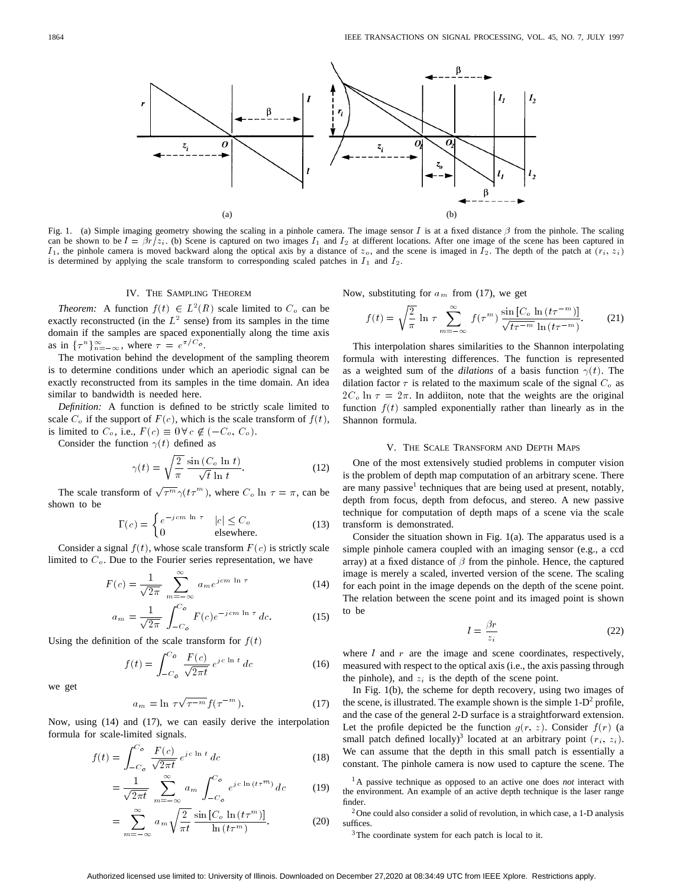Fig. 1. (a) Simple imaging geometry showing the scaling in a pinhole camera. The image sensor $I$ is at a fixed distance $\beta$ from the pinhole. The scaling can be shown to be $l = \beta r / z_i$. (b) Scene is captured on two images $I_1$ and $I_2$ at different locations. After one image of the scene has been captured in $I_1$, the pinhole camera is moved backward along the optical axis by a distance of $z_o$, and the scene is imaged in $I_2$. The depth of the patch at $(r_i, z_i)$ is determined by applying the scale transform to corresponding scaled patches in $I_1$ and $I_2$.

## IV. The Sampling Theorem

*Theorem:* A function $f(t) \in L^2(R)$ scale limited to $C_o$ can be exactly reconstructed (in the $L^2$ sense) from its samples in the time domain if the samples are spaced exponentially along the time axis as in $\{\tau^n\}_{n=-\infty}^{\infty}$, where $\tau = e^{\pi/C_o}$.

The motivation behind the development of the sampling theorem is to determine conditions under which an aperiodic signal can be exactly reconstructed from its samples in the time domain. An idea similar to bandwidth is needed here.

*Definition:* A function is defined to be strictly scale limited to scale $C_o$ if the support of $F(c)$, which is the scale transform of $f(t)$, is limited to $C_o$, i.e., $F(c) \equiv 0 \, \forall \, c \notin (-C_o, C_o)$.

Consider the function $\gamma(t)$ defined as

$$\gamma(t) = \sqrt{\frac{2}{\pi}} \frac{\sin(C_o \ln t)}{\sqrt{t} \ln t}. \tag{12}$$

The scale transform of $\sqrt{\tau^m}\gamma(t\tau^m)$, where $C_o \ln \tau = \pi$, can be shown to be

$$\Gamma(c) = \begin{cases} e^{-jcm \ln \tau} & |c| \leq C_o \\ 0 & \text{elsewhere.} \end{cases} \tag{13}$$

Consider a signal $f(t)$, whose scale transform $F(c)$ is strictly scale limited to $C_o$. Due to the Fourier series representation, we have

$$F(c) = \frac{1}{\sqrt{2\pi}} \sum_{m=-\infty}^{\infty} a_m e^{jcm \ln \tau} \tag{14}$$

$$a_m = \frac{1}{\sqrt{2\pi}} \int_{-C_o}^{C_o} F(c) e^{-jcm \ln \tau} \, dc. \tag{15}$$

Using the definition of the scale transform for $f(t)$

$$f(t) = \int_{-C_o}^{C_o} \frac{F(c)}{\sqrt{2\pi t}} e^{jc \ln t} \, dc \tag{16}$$

we get

$$a_m = \ln \tau \sqrt{\tau^{-m}} f(\tau^{-m}). \tag{17}$$

Now, using (14) and (17), we can easily derive the interpolation formula for scale-limited signals.

$$f(t) = \int_{-C_o}^{C_o} \frac{F(c)}{\sqrt{2\pi t}} e^{jc \ln t} \, dc \tag{18}$$

$$= \frac{1}{\sqrt{2\pi t}} \sum_{m=-\infty}^{\infty} a_m \int_{-C_o}^{C_o} e^{jc \ln(t\tau^m)} \, dc \tag{19}$$

$$= \sum_{m=-\infty}^{\infty} a_m \sqrt{\frac{2}{\pi t}} \frac{\sin[C_o \ln(t\tau^m)]}{\ln(t\tau^m)}. \tag{20}$$

Now, substituting for $a_m$ from (17), we get

$$f(t) = \sqrt{\frac{2}{\pi}} \ln \tau \sum_{m=-\infty}^{\infty} f(\tau^m) \frac{\sin[C_o \ln(t\tau^{-m})]}{\sqrt{t\tau^{-m}} \ln(t\tau^{-m})}. \tag{21}$$

This interpolation shares similarities to the Shannon interpolating formula with interesting differences. The function is represented as a weighted sum of the *dilations* of a basis function $\gamma(t)$. The dilation factor $\tau$ is related to the maximum scale of the signal $C_o$ as $2C_o \ln \tau = 2\pi$. In addiiton, note that the weights are the original function $f(t)$ sampled exponentially rather than linearly as in the Shannon formula.

## V. The Scale Transform and Depth Maps

One of the most extensively studied problems in computer vision is the problem of depth map computation of an arbitrary scene. There are many passive[1] techniques that are being used at present, notably, depth from focus, depth from defocus, and stereo. A new passive technique for computation of depth maps of a scene via the scale transform is demonstrated.

Consider the situation shown in Fig. 1(a). The apparatus used is a simple pinhole camera coupled with an imaging sensor (e.g., a ccd array) at a fixed distance of $\beta$ from the pinhole. Hence, the captured image is merely a scaled, inverted version of the scene. The scaling for each point in the image depends on the depth of the scene point. The relation between the scene point and its imaged point is shown to be

$$l = \frac{\beta r}{z_i} \tag{22}$$

where $l$ and $r$ are the image and scene coordinates, respectively, measured with respect to the optical axis (i.e., the axis passing through the pinhole), and $z_i$ is the depth of the scene point.

In Fig. 1(b), the scheme for depth recovery, using two images of the scene, is illustrated. The example shown is the simple 1-D[2] profile, and the case of the general 2-D surface is a straightforward extension. Let the profile depicted be the function $g(r, z)$. Consider $f(r)$ (a small patch defined locally)[3] located at an arbitrary point $(r_i, z_i)$. We can assume that the depth in this small patch is essentially a constant. The pinhole camera is now used to capture the scene. The

[1] A passive technique as opposed to an active one does *not* interact with the environment. An example of an active depth technique is the laser range finder.

[2] One could also consider a solid of revolution, in which case, a 1-D analysis suffices.

[3] The coordinate system for each patch is local to it.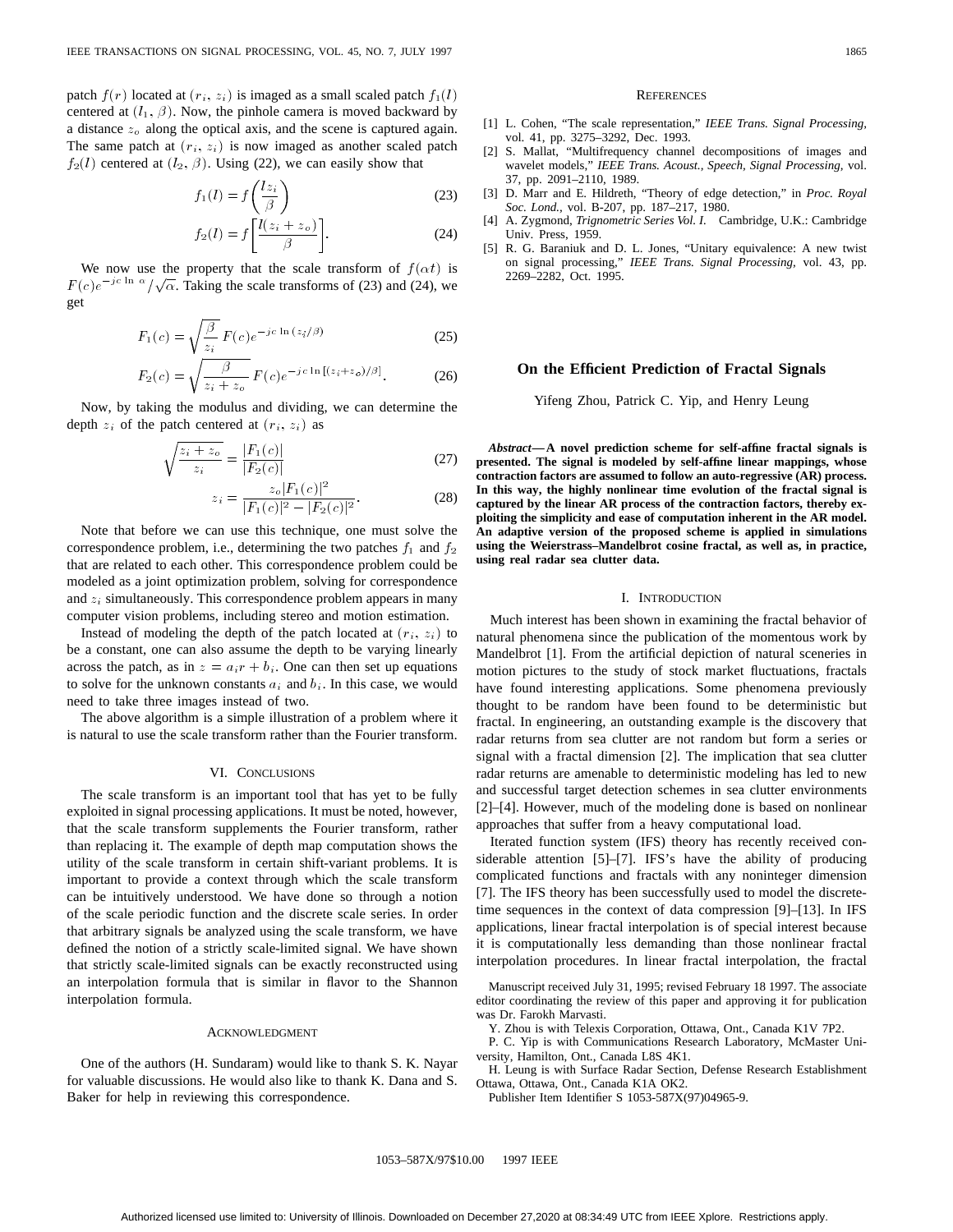patch $f(r)$ located at $(r_i, z_i)$ is imaged as a small scaled patch $f_1(l)$ centered at $(l_1, \beta)$. Now, the pinhole camera is moved backward by a distance $z_o$ along the optical axis, and the scene is captured again. The same patch at $(r_i, z_i)$ is now imaged as another scaled patch $f_2(l)$ centered at $(l_2, \beta)$. Using (22), we can easily show that

$$f_1(l) = f\left(\frac{l z_i}{\beta}\right) \tag{23}$$

$$f_2(l) = f\left[\frac{l(z_i + z_o)}{\beta}\right]. \tag{24}$$

We now use the property that the scale transform of $f(\alpha t)$ is $F(c)e^{-jc \ln \alpha}/\sqrt{\alpha}$. Taking the scale transforms of (23) and (24), we get

$$F_1(c) = \sqrt{\frac{\beta}{z_i}}\, F(c) e^{-jc \ln (z_i/\beta)} \tag{25}$$

$$F_2(c) = \sqrt{\frac{\beta}{z_i + z_o}}\, F(c) e^{-jc \ln [(z_i + z_o)/\beta]}. \tag{26}$$

Now, by taking the modulus and dividing, we can determine the depth $z_i$ of the patch centered at $(r_i, z_i)$ as

$$\sqrt{\frac{z_i + z_o}{z_i}} = \frac{|F_1(c)|}{|F_2(c)|} \tag{27}$$

$$z_i = \frac{z_o |F_1(c)|^2}{|F_1(c)|^2 - |F_2(c)|^2}. \tag{28}$$

Note that before we can use this technique, one must solve the correspondence problem, i.e., determining the two patches $f_1$ and $f_2$ that are related to each other. This correspondence problem could be modeled as a joint optimization problem, solving for correspondence and $z_i$ simultaneously. This correspondence problem appears in many computer vision problems, including stereo and motion estimation.

Instead of modeling the depth of the patch located at $(r_i, z_i)$ to be a constant, one can also assume the depth to be varying linearly across the patch, as in $z = a_i r + b_i$. One can then set up equations to solve for the unknown constants $a_i$ and $b_i$. In this case, we would need to take three images instead of two.

The above algorithm is a simple illustration of a problem where it is natural to use the scale transform rather than the Fourier transform.

## VI. Conclusions

The scale transform is an important tool that has yet to be fully exploited in signal processing applications. It must be noted, however, that the scale transform supplements the Fourier transform, rather than replacing it. The example of depth map computation shows the utility of the scale transform in certain shift-variant problems. It is important to provide a context through which the scale transform can be intuitively understood. We have done so through a notion of the scale periodic function and the discrete scale series. In order that arbitrary signals be analyzed using the scale transform, we have defined the notion of a strictly scale-limited signal. We have shown that strictly scale-limited signals can be exactly reconstructed using an interpolation formula that is similar in flavor to the Shannon interpolation formula.

## Acknowledgment

One of the authors (H. Sundaram) would like to thank S. K. Nayar for valuable discussions. He would also like to thank K. Dana and S. Baker for help in reviewing this correspondence.

## References

[1] L. Cohen, "The scale representation," *IEEE Trans. Signal Processing*, vol. 41, pp. 3275–3292, Dec. 1993.

[2] S. Mallat, "Multifrequency channel decompositions of images and wavelet models," *IEEE Trans. Acoust., Speech, Signal Processing*, vol. 37, pp. 2091–2110, 1989.

[3] D. Marr and E. Hildreth, "Theory of edge detection," in *Proc. Royal Soc. Lond.*, vol. B-207, pp. 187–217, 1980.

[4] A. Zygmond, *Trignometric Series Vol. I*. Cambridge, U.K.: Cambridge Univ. Press, 1959.

[5] R. G. Baraniuk and D. L. Jones, "Unitary equivalence: A new twist on signal processing," *IEEE Trans. Signal Processing*, vol. 43, pp. 2269–2282, Oct. 1995.

# On the Efficient Prediction of Fractal Signals

Yifeng Zhou, Patrick C. Yip, and Henry Leung

***Abstract*— A novel prediction scheme for self-affine fractal signals is presented. The signal is modeled by self-affine linear mappings, whose contraction factors are assumed to follow an auto-regressive (AR) process. In this way, the highly nonlinear time evolution of the fractal signal is captured by the linear AR process of the contraction factors, thereby exploiting the simplicity and ease of computation inherent in the AR model. An adaptive version of the proposed scheme is applied in simulations using the Weierstrass–Mandelbrot cosine fractal, as well as, in practice, using real radar sea clutter data.**

## I. Introduction

Much interest has been shown in examining the fractal behavior of natural phenomena since the publication of the momentous work by Mandelbrot [1]. From the artificial depiction of natural sceneries in motion pictures to the study of stock market fluctuations, fractals have found interesting applications. Some phenomena previously thought to be random have been found to be deterministic but fractal. In engineering, an outstanding example is the discovery that radar returns from sea clutter are not random but form a series or signal with a fractal dimension [2]. The implication that sea clutter radar returns are amenable to deterministic modeling has led to new and successful target detection schemes in sea clutter environments [2]–[4]. However, much of the modeling done is based on nonlinear approaches that suffer from a heavy computational load.

Iterated function system (IFS) theory has recently received considerable attention [5]–[7]. IFS's have the ability of producing complicated functions and fractals with any noninteger dimension [7]. The IFS theory has been successfully used to model the discrete-time sequences in the context of data compression [9]–[13]. In IFS applications, linear fractal interpolation is of special interest because it is computationally less demanding than those nonlinear fractal interpolation procedures. In linear fractal interpolation, the fractal

Manuscript received July 31, 1995; revised February 18 1997. The associate editor coordinating the review of this paper and approving it for publication was Dr. Farokh Marvasti.

Y. Zhou is with Telexis Corporation, Ottawa, Ont., Canada K1V 7P2.

P. C. Yip is with Communications Research Laboratory, McMaster University, Hamilton, Ont., Canada L8S 4K1.

H. Leung is with Surface Radar Section, Defense Research Establishment Ottawa, Ottawa, Ont., Canada K1A OK2.

Publisher Item Identifier S 1053-587X(97)04965-9.